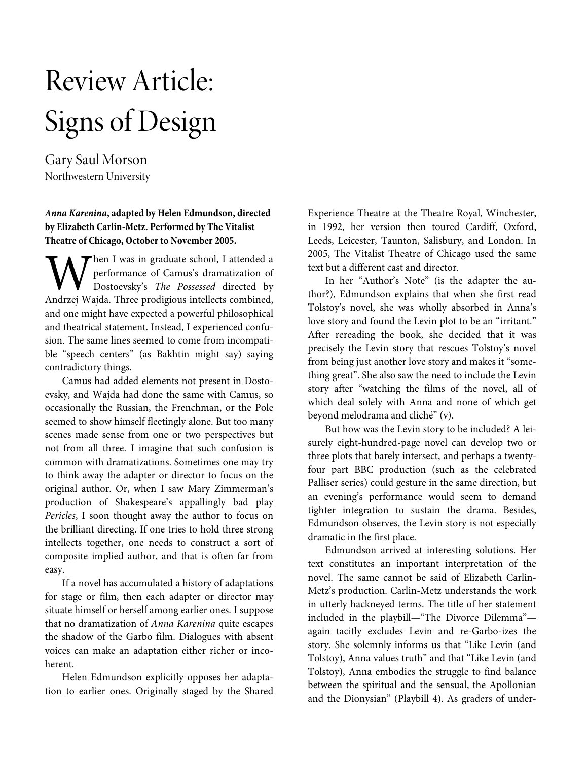# Review Article: Signs of Design

Gary Saul Morson
Northwestern University

***Anna Karenina*, adapted by Helen Edmundson, directed by Elizabeth Carlin-Metz. Performed by The Vitalist Theatre of Chicago, October to November 2005.**

When I was in graduate school, I attended a performance of Camus's dramatization of Dostoevsky's *The Possessed* directed by Andrzej Wajda. Three prodigious intellects combined, and one might have expected a powerful philosophical and theatrical statement. Instead, I experienced confusion. The same lines seemed to come from incompatible "speech centers" (as Bakhtin might say) saying contradictory things.

Camus had added elements not present in Dostoevsky, and Wajda had done the same with Camus, so occasionally the Russian, the Frenchman, or the Pole seemed to show himself fleetingly alone. But too many scenes made sense from one or two perspectives but not from all three. I imagine that such confusion is common with dramatizations. Sometimes one may try to think away the adapter or director to focus on the original author. Or, when I saw Mary Zimmerman's production of Shakespeare's appallingly bad play *Pericles*, I soon thought away the author to focus on the brilliant directing. If one tries to hold three strong intellects together, one needs to construct a sort of composite implied author, and that is often far from easy.

If a novel has accumulated a history of adaptations for stage or film, then each adapter or director may situate himself or herself among earlier ones. I suppose that no dramatization of *Anna Karenina* quite escapes the shadow of the Garbo film. Dialogues with absent voices can make an adaptation either richer or incoherent.

Helen Edmundson explicitly opposes her adaptation to earlier ones. Originally staged by the Shared Experience Theatre at the Theatre Royal, Winchester, in 1992, her version then toured Cardiff, Oxford, Leeds, Leicester, Taunton, Salisbury, and London. In 2005, The Vitalist Theatre of Chicago used the same text but a different cast and director.

In her "Author's Note" (is the adapter the author?), Edmundson explains that when she first read Tolstoy's novel, she was wholly absorbed in Anna's love story and found the Levin plot to be an "irritant." After rereading the book, she decided that it was precisely the Levin story that rescues Tolstoy's novel from being just another love story and makes it "something great". She also saw the need to include the Levin story after "watching the films of the novel, all of which deal solely with Anna and none of which get beyond melodrama and cliché" (v).

But how was the Levin story to be included? A leisurely eight-hundred-page novel can develop two or three plots that barely intersect, and perhaps a twenty-four part BBC production (such as the celebrated Palliser series) could gesture in the same direction, but an evening's performance would seem to demand tighter integration to sustain the drama. Besides, Edmundson observes, the Levin story is not especially dramatic in the first place.

Edmundson arrived at interesting solutions. Her text constitutes an important interpretation of the novel. The same cannot be said of Elizabeth Carlin-Metz's production. Carlin-Metz understands the work in utterly hackneyed terms. The title of her statement included in the playbill—"The Divorce Dilemma"—again tacitly excludes Levin and re-Garbo-izes the story. She solemnly informs us that "Like Levin (and Tolstoy), Anna values truth" and that "Like Levin (and Tolstoy), Anna embodies the struggle to find balance between the spiritual and the sensual, the Apollonian and the Dionysian" (Playbill 4). As graders of under-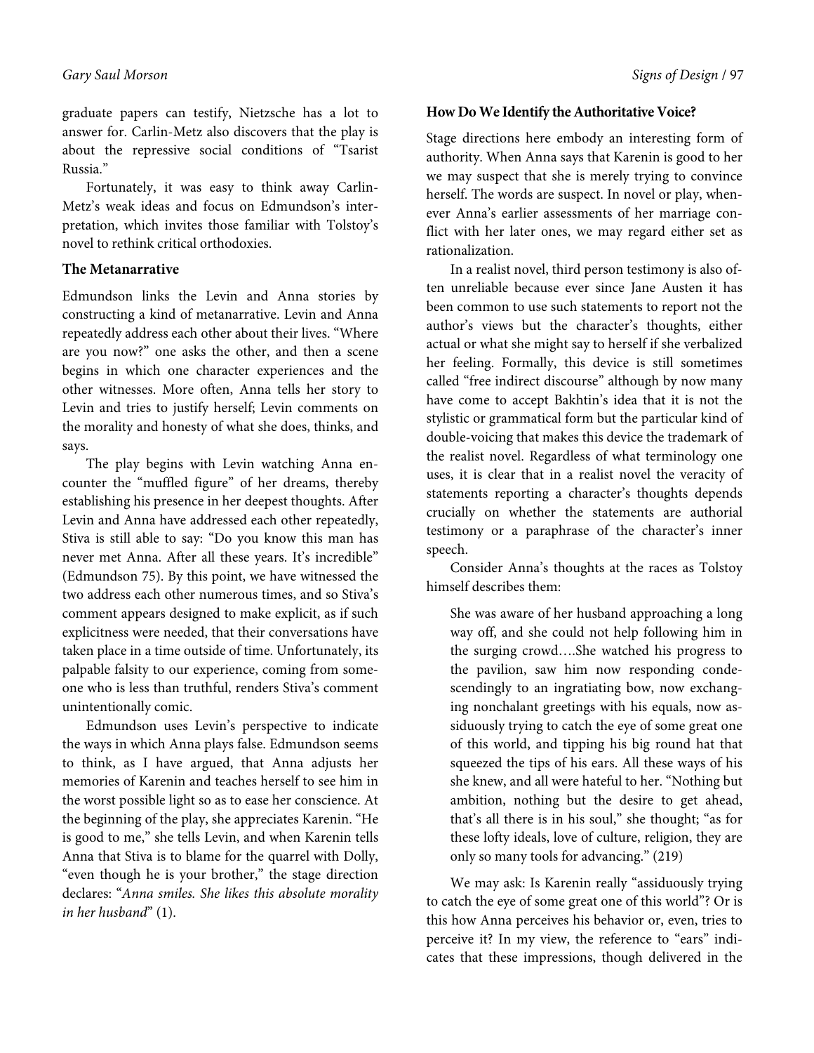graduate papers can testify, Nietzsche has a lot to answer for. Carlin-Metz also discovers that the play is about the repressive social conditions of "Tsarist Russia."

Fortunately, it was easy to think away Carlin-Metz's weak ideas and focus on Edmundson's interpretation, which invites those familiar with Tolstoy's novel to rethink critical orthodoxies.

### The Metanarrative

Edmundson links the Levin and Anna stories by constructing a kind of metanarrative. Levin and Anna repeatedly address each other about their lives. "Where are you now?" one asks the other, and then a scene begins in which one character experiences and the other witnesses. More often, Anna tells her story to Levin and tries to justify herself; Levin comments on the morality and honesty of what she does, thinks, and says.

The play begins with Levin watching Anna encounter the "muffled figure" of her dreams, thereby establishing his presence in her deepest thoughts. After Levin and Anna have addressed each other repeatedly, Stiva is still able to say: "Do you know this man has never met Anna. After all these years. It's incredible" (Edmundson 75). By this point, we have witnessed the two address each other numerous times, and so Stiva's comment appears designed to make explicit, as if such explicitness were needed, that their conversations have taken place in a time outside of time. Unfortunately, its palpable falsity to our experience, coming from someone who is less than truthful, renders Stiva's comment unintentionally comic.

Edmundson uses Levin's perspective to indicate the ways in which Anna plays false. Edmundson seems to think, as I have argued, that Anna adjusts her memories of Karenin and teaches herself to see him in the worst possible light so as to ease her conscience. At the beginning of the play, she appreciates Karenin. "He is good to me," she tells Levin, and when Karenin tells Anna that Stiva is to blame for the quarrel with Dolly, "even though he is your brother," the stage direction declares: "*Anna smiles. She likes this absolute morality in her husband*" (1).

### How Do We Identify the Authoritative Voice?

Stage directions here embody an interesting form of authority. When Anna says that Karenin is good to her we may suspect that she is merely trying to convince herself. The words are suspect. In novel or play, whenever Anna's earlier assessments of her marriage conflict with her later ones, we may regard either set as rationalization.

In a realist novel, third person testimony is also often unreliable because ever since Jane Austen it has been common to use such statements to report not the author's views but the character's thoughts, either actual or what she might say to herself if she verbalized her feeling. Formally, this device is still sometimes called "free indirect discourse" although by now many have come to accept Bakhtin's idea that it is not the stylistic or grammatical form but the particular kind of double-voicing that makes this device the trademark of the realist novel. Regardless of what terminology one uses, it is clear that in a realist novel the veracity of statements reporting a character's thoughts depends crucially on whether the statements are authorial testimony or a paraphrase of the character's inner speech.

Consider Anna's thoughts at the races as Tolstoy himself describes them:

> She was aware of her husband approaching a long way off, and she could not help following him in the surging crowd….She watched his progress to the pavilion, saw him now responding condescendingly to an ingratiating bow, now exchanging nonchalant greetings with his equals, now assiduously trying to catch the eye of some great one of this world, and tipping his big round hat that squeezed the tips of his ears. All these ways of his she knew, and all were hateful to her. "Nothing but ambition, nothing but the desire to get ahead, that's all there is in his soul," she thought; "as for these lofty ideals, love of culture, religion, they are only so many tools for advancing." (219)

We may ask: Is Karenin really "assiduously trying to catch the eye of some great one of this world"? Or is this how Anna perceives his behavior or, even, tries to perceive it? In my view, the reference to "ears" indicates that these impressions, though delivered in the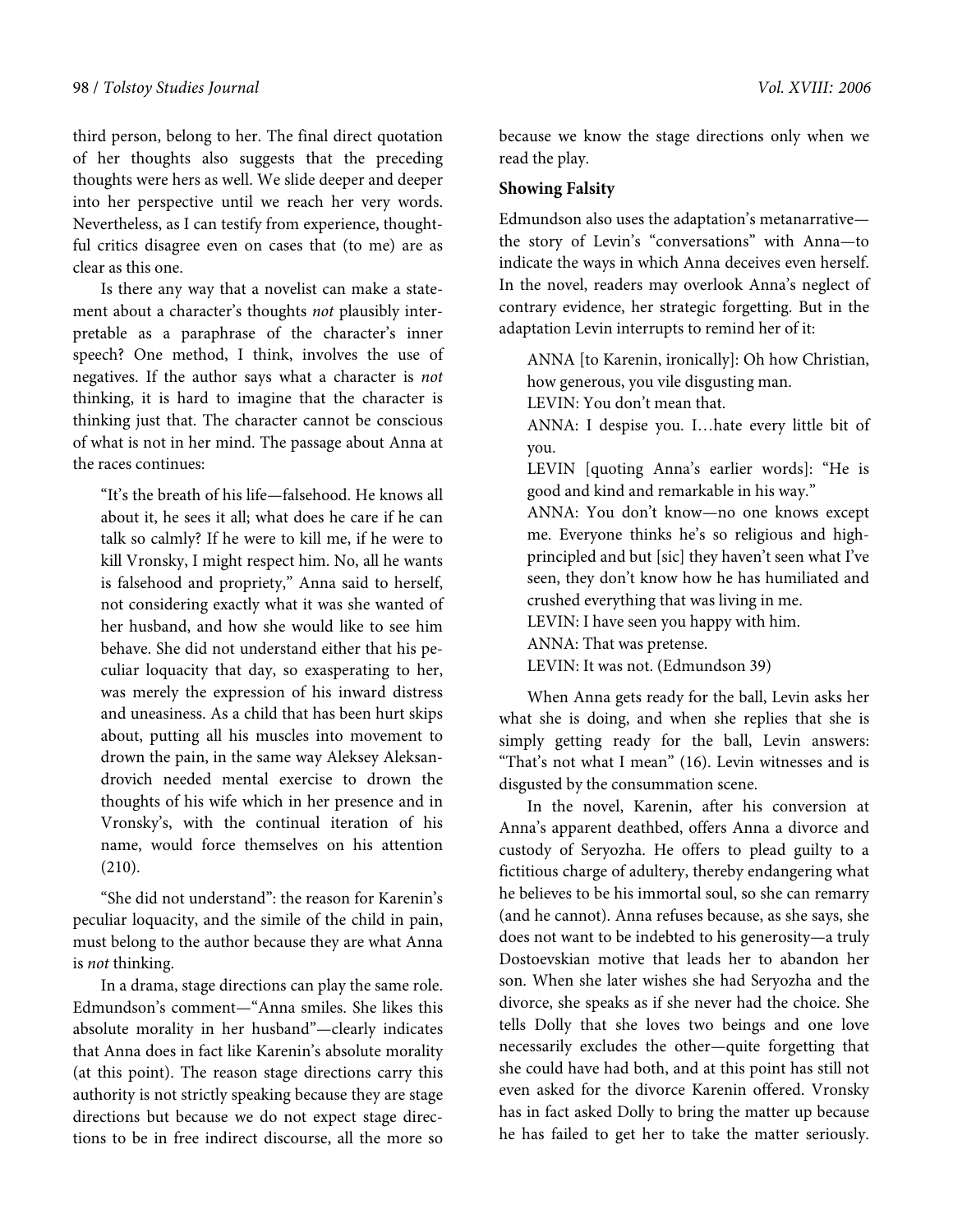third person, belong to her. The final direct quotation of her thoughts also suggests that the preceding thoughts were hers as well. We slide deeper and deeper into her perspective until we reach her very words. Nevertheless, as I can testify from experience, thoughtful critics disagree even on cases that (to me) are as clear as this one.

Is there any way that a novelist can make a statement about a character's thoughts *not* plausibly interpretable as a paraphrase of the character's inner speech? One method, I think, involves the use of negatives. If the author says what a character is *not* thinking, it is hard to imagine that the character is thinking just that. The character cannot be conscious of what is not in her mind. The passage about Anna at the races continues:

> "It's the breath of his life—falsehood. He knows all about it, he sees it all; what does he care if he can talk so calmly? If he were to kill me, if he were to kill Vronsky, I might respect him. No, all he wants is falsehood and propriety," Anna said to herself, not considering exactly what it was she wanted of her husband, and how she would like to see him behave. She did not understand either that his peculiar loquacity that day, so exasperating to her, was merely the expression of his inward distress and uneasiness. As a child that has been hurt skips about, putting all his muscles into movement to drown the pain, in the same way Aleksey Aleksandrovich needed mental exercise to drown the thoughts of his wife which in her presence and in Vronsky's, with the continual iteration of his name, would force themselves on his attention (210).

"She did not understand": the reason for Karenin's peculiar loquacity, and the simile of the child in pain, must belong to the author because they are what Anna is *not* thinking.

In a drama, stage directions can play the same role. Edmundson's comment—"Anna smiles. She likes this absolute morality in her husband"—clearly indicates that Anna does in fact like Karenin's absolute morality (at this point). The reason stage directions carry this authority is not strictly speaking because they are stage directions but because we do not expect stage directions to be in free indirect discourse, all the more so because we know the stage directions only when we read the play.

**Showing Falsity**

Edmundson also uses the adaptation's metanarrative—the story of Levin's "conversations" with Anna—to indicate the ways in which Anna deceives even herself. In the novel, readers may overlook Anna's neglect of contrary evidence, her strategic forgetting. But in the adaptation Levin interrupts to remind her of it:

> ANNA [to Karenin, ironically]: Oh how Christian, how generous, you vile disgusting man.
> LEVIN: You don't mean that.
> ANNA: I despise you. I…hate every little bit of you.
> LEVIN [quoting Anna's earlier words]: "He is good and kind and remarkable in his way."
> ANNA: You don't know—no one knows except me. Everyone thinks he's so religious and high-principled and but [sic] they haven't seen what I've seen, they don't know how he has humiliated and crushed everything that was living in me.
> LEVIN: I have seen you happy with him.
> ANNA: That was pretense.
> LEVIN: It was not. (Edmundson 39)

When Anna gets ready for the ball, Levin asks her what she is doing, and when she replies that she is simply getting ready for the ball, Levin answers: "That's not what I mean" (16). Levin witnesses and is disgusted by the consummation scene.

In the novel, Karenin, after his conversion at Anna's apparent deathbed, offers Anna a divorce and custody of Seryozha. He offers to plead guilty to a fictitious charge of adultery, thereby endangering what he believes to be his immortal soul, so she can remarry (and he cannot). Anna refuses because, as she says, she does not want to be indebted to his generosity—a truly Dostoevskian motive that leads her to abandon her son. When she later wishes she had Seryozha and the divorce, she speaks as if she never had the choice. She tells Dolly that she loves two beings and one love necessarily excludes the other—quite forgetting that she could have had both, and at this point has still not even asked for the divorce Karenin offered. Vronsky has in fact asked Dolly to bring the matter up because he has failed to get her to take the matter seriously.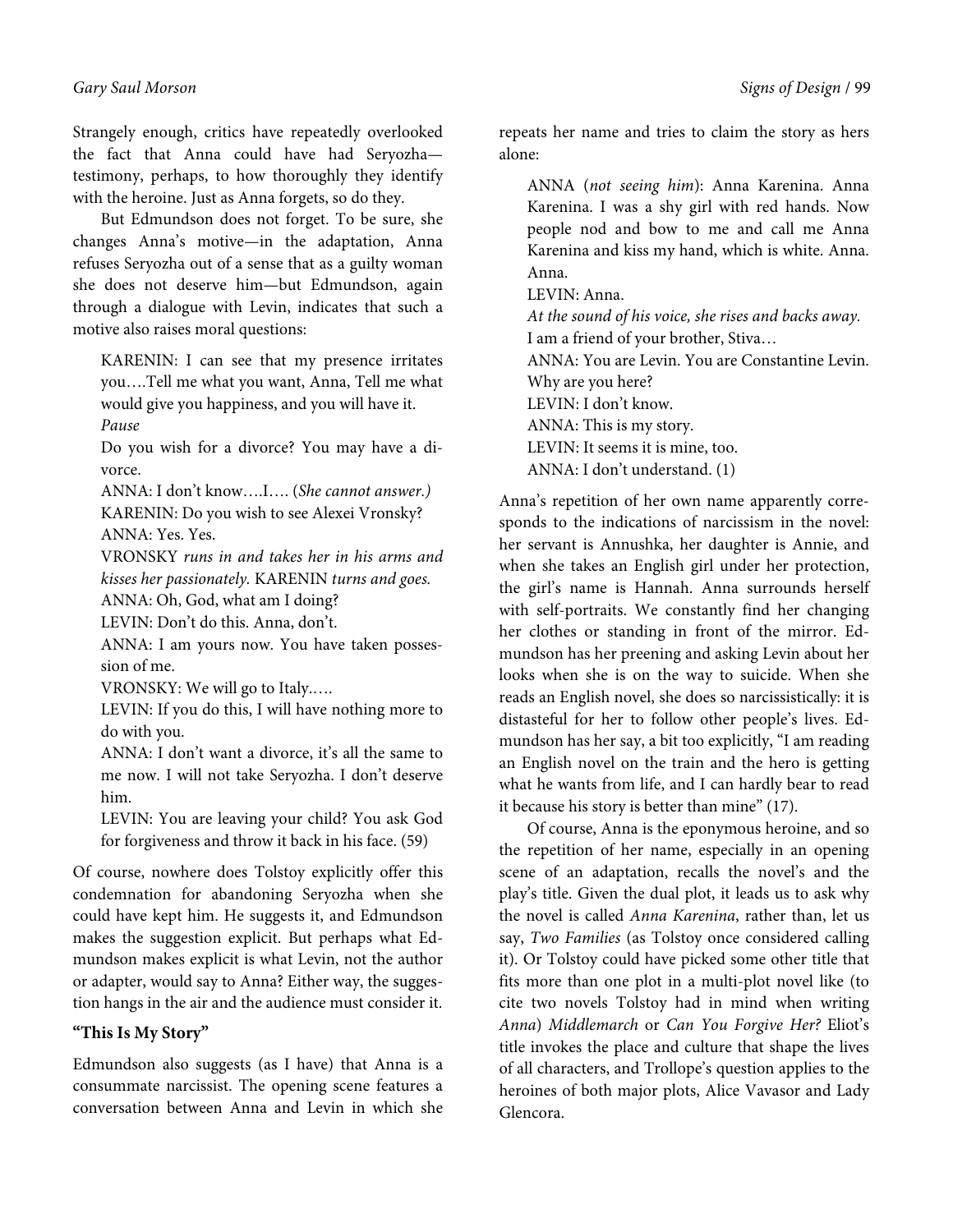Strangely enough, critics have repeatedly overlooked the fact that Anna could have had Seryozha—testimony, perhaps, to how thoroughly they identify with the heroine. Just as Anna forgets, so do they.

But Edmundson does not forget. To be sure, she changes Anna's motive—in the adaptation, Anna refuses Seryozha out of a sense that as a guilty woman she does not deserve him—but Edmundson, again through a dialogue with Levin, indicates that such a motive also raises moral questions:

> KARENIN: I can see that my presence irritates you….Tell me what you want, Anna, Tell me what would give you happiness, and you will have it.
> *Pause*
> Do you wish for a divorce? You may have a divorce.
> ANNA: I don't know….I…. (*She cannot answer.)*
> KARENIN: Do you wish to see Alexei Vronsky?
> ANNA: Yes. Yes.
> VRONSKY *runs in and takes her in his arms and kisses her passionately.* KARENIN *turns and goes.*
> ANNA: Oh, God, what am I doing?
> LEVIN: Don't do this. Anna, don't.
> ANNA: I am yours now. You have taken possession of me.
> VRONSKY: We will go to Italy.….
> LEVIN: If you do this, I will have nothing more to do with you.
> ANNA: I don't want a divorce, it's all the same to me now. I will not take Seryozha. I don't deserve him.
> LEVIN: You are leaving your child? You ask God for forgiveness and throw it back in his face. (59)

Of course, nowhere does Tolstoy explicitly offer this condemnation for abandoning Seryozha when she could have kept him. He suggests it, and Edmundson makes the suggestion explicit. But perhaps what Edmundson makes explicit is what Levin, not the author or adapter, would say to Anna? Either way, the suggestion hangs in the air and the audience must consider it.

### "This Is My Story"

Edmundson also suggests (as I have) that Anna is a consummate narcissist. The opening scene features a conversation between Anna and Levin in which she repeats her name and tries to claim the story as hers alone:

> ANNA (*not seeing him*): Anna Karenina. Anna Karenina. I was a shy girl with red hands. Now people nod and bow to me and call me Anna Karenina and kiss my hand, which is white. Anna. Anna.
> LEVIN: Anna.
> *At the sound of his voice, she rises and backs away.*
> I am a friend of your brother, Stiva…
> ANNA: You are Levin. You are Constantine Levin. Why are you here?
> LEVIN: I don't know.
> ANNA: This is my story.
> LEVIN: It seems it is mine, too.
> ANNA: I don't understand. (1)

Anna's repetition of her own name apparently corresponds to the indications of narcissism in the novel: her servant is Annushka, her daughter is Annie, and when she takes an English girl under her protection, the girl's name is Hannah. Anna surrounds herself with self-portraits. We constantly find her changing her clothes or standing in front of the mirror. Edmundson has her preening and asking Levin about her looks when she is on the way to suicide. When she reads an English novel, she does so narcissistically: it is distasteful for her to follow other people's lives. Edmundson has her say, a bit too explicitly, "I am reading an English novel on the train and the hero is getting what he wants from life, and I can hardly bear to read it because his story is better than mine" (17).

Of course, Anna is the eponymous heroine, and so the repetition of her name, especially in an opening scene of an adaptation, recalls the novel's and the play's title. Given the dual plot, it leads us to ask why the novel is called *Anna Karenina*, rather than, let us say, *Two Families* (as Tolstoy once considered calling it). Or Tolstoy could have picked some other title that fits more than one plot in a multi-plot novel like (to cite two novels Tolstoy had in mind when writing *Anna*) *Middlemarch* or *Can You Forgive Her?* Eliot's title invokes the place and culture that shape the lives of all characters, and Trollope's question applies to the heroines of both major plots, Alice Vavasor and Lady Glencora.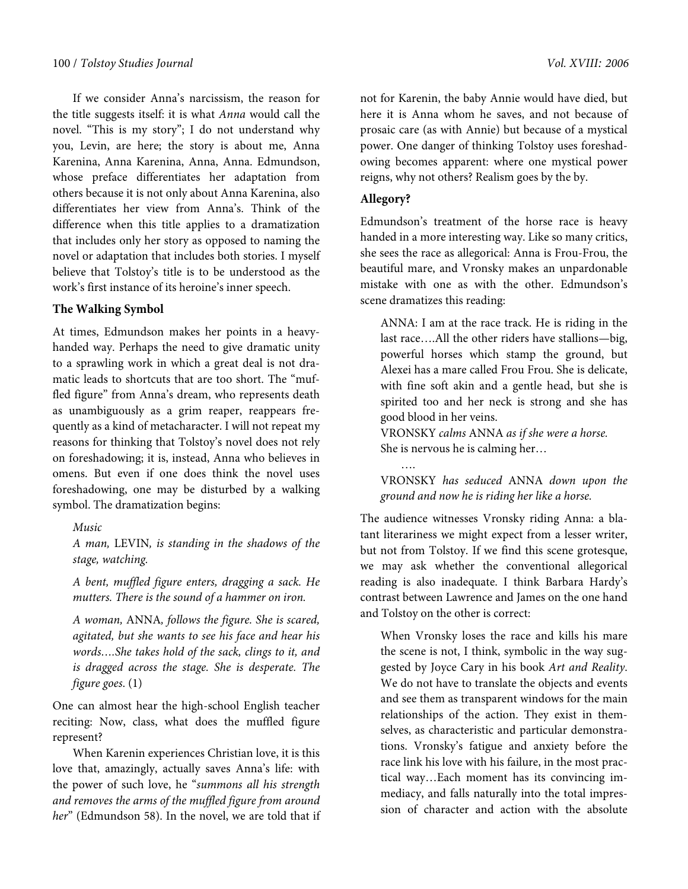If we consider Anna's narcissism, the reason for the title suggests itself: it is what *Anna* would call the novel. "This is my story"; I do not understand why you, Levin, are here; the story is about me, Anna Karenina, Anna Karenina, Anna, Anna. Edmundson, whose preface differentiates her adaptation from others because it is not only about Anna Karenina, also differentiates her view from Anna's. Think of the difference when this title applies to a dramatization that includes only her story as opposed to naming the novel or adaptation that includes both stories. I myself believe that Tolstoy's title is to be understood as the work's first instance of its heroine's inner speech.

### The Walking Symbol

At times, Edmundson makes her points in a heavy-handed way. Perhaps the need to give dramatic unity to a sprawling work in which a great deal is not dramatic leads to shortcuts that are too short. The "muffled figure" from Anna's dream, who represents death as unambiguously as a grim reaper, reappears frequently as a kind of metacharacter. I will not repeat my reasons for thinking that Tolstoy's novel does not rely on foreshadowing; it is, instead, Anna who believes in omens. But even if one does think the novel uses foreshadowing, one may be disturbed by a walking symbol. The dramatization begins:

> *Music*
>
> *A man,* LEVIN*, is standing in the shadows of the stage, watching.*
>
> *A bent, muffled figure enters, dragging a sack. He mutters. There is the sound of a hammer on iron.*
>
> *A woman,* ANNA*, follows the figure. She is scared, agitated, but she wants to see his face and hear his words….She takes hold of the sack, clings to it, and is dragged across the stage. She is desperate. The figure goes.* (1)

One can almost hear the high-school English teacher reciting: Now, class, what does the muffled figure represent?

When Karenin experiences Christian love, it is this love that, amazingly, actually saves Anna's life: with the power of such love, he "*summons all his strength and removes the arms of the muffled figure from around her*" (Edmundson 58). In the novel, we are told that if not for Karenin, the baby Annie would have died, but here it is Anna whom he saves, and not because of prosaic care (as with Annie) but because of a mystical power. One danger of thinking Tolstoy uses foreshadowing becomes apparent: where one mystical power reigns, why not others? Realism goes by the by.

### Allegory?

Edmundson's treatment of the horse race is heavy handed in a more interesting way. Like so many critics, she sees the race as allegorical: Anna is Frou-Frou, the beautiful mare, and Vronsky makes an unpardonable mistake with one as with the other. Edmundson's scene dramatizes this reading:

> ANNA: I am at the race track. He is riding in the last race….All the other riders have stallions—big, powerful horses which stamp the ground, but Alexei has a mare called Frou Frou. She is delicate, with fine soft akin and a gentle head, but she is spirited too and her neck is strong and she has good blood in her veins.
>
> VRONSKY *calms* ANNA *as if she were a horse.*
> She is nervous he is calming her…
>
> ….
>
> VRONSKY *has seduced* ANNA *down upon the ground and now he is riding her like a horse.*

The audience witnesses Vronsky riding Anna: a blatant literariness we might expect from a lesser writer, but not from Tolstoy. If we find this scene grotesque, we may ask whether the conventional allegorical reading is also inadequate. I think Barbara Hardy's contrast between Lawrence and James on the one hand and Tolstoy on the other is correct:

> When Vronsky loses the race and kills his mare the scene is not, I think, symbolic in the way suggested by Joyce Cary in his book *Art and Reality*. We do not have to translate the objects and events and see them as transparent windows for the main relationships of the action. They exist in themselves, as characteristic and particular demonstrations. Vronsky's fatigue and anxiety before the race link his love with his failure, in the most practical way…Each moment has its convincing immediacy, and falls naturally into the total impression of character and action with the absolute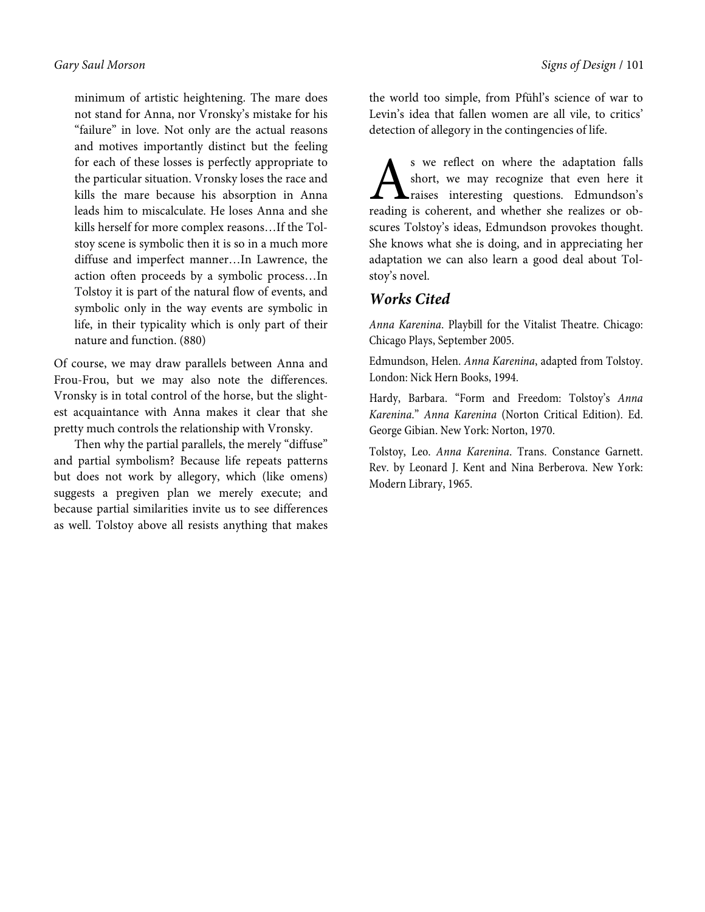minimum of artistic heightening. The mare does not stand for Anna, nor Vronsky's mistake for his "failure" in love. Not only are the actual reasons and motives importantly distinct but the feeling for each of these losses is perfectly appropriate to the particular situation. Vronsky loses the race and kills the mare because his absorption in Anna leads him to miscalculate. He loses Anna and she kills herself for more complex reasons…If the Tolstoy scene is symbolic then it is so in a much more diffuse and imperfect manner…In Lawrence, the action often proceeds by a symbolic process…In Tolstoy it is part of the natural flow of events, and symbolic only in the way events are symbolic in life, in their typicality which is only part of their nature and function. (880)

Of course, we may draw parallels between Anna and Frou-Frou, but we may also note the differences. Vronsky is in total control of the horse, but the slightest acquaintance with Anna makes it clear that she pretty much controls the relationship with Vronsky.

Then why the partial parallels, the merely "diffuse" and partial symbolism? Because life repeats patterns but does not work by allegory, which (like omens) suggests a pregiven plan we merely execute; and because partial similarities invite us to see differences as well. Tolstoy above all resists anything that makes the world too simple, from Pfühl's science of war to Levin's idea that fallen women are all vile, to critics' detection of allegory in the contingencies of life.

As we reflect on where the adaptation falls short, we may recognize that even here it raises interesting questions. Edmundson's reading is coherent, and whether she realizes or obscures Tolstoy's ideas, Edmundson provokes thought. She knows what she is doing, and in appreciating her adaptation we can also learn a good deal about Tolstoy's novel.

## Works Cited

*Anna Karenina*. Playbill for the Vitalist Theatre. Chicago: Chicago Plays, September 2005.

Edmundson, Helen. *Anna Karenina*, adapted from Tolstoy. London: Nick Hern Books, 1994.

Hardy, Barbara. "Form and Freedom: Tolstoy's *Anna Karenina*." *Anna Karenina* (Norton Critical Edition). Ed. George Gibian. New York: Norton, 1970.

Tolstoy, Leo. *Anna Karenina*. Trans. Constance Garnett. Rev. by Leonard J. Kent and Nina Berberova. New York: Modern Library, 1965.